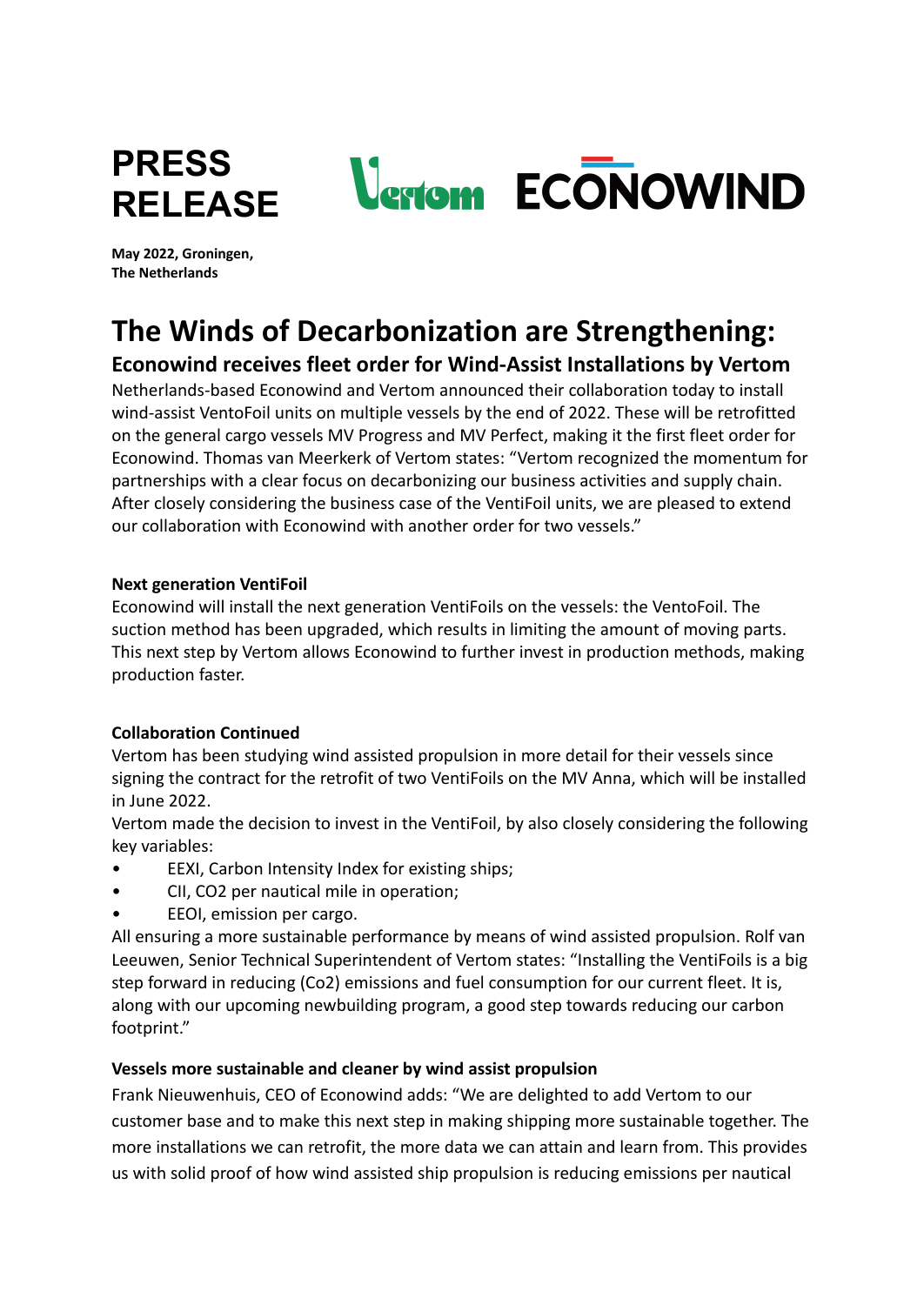# PRESS RELEASE

Vertom ECONOWIND

**May 2022, Groningen, The Netherlands**

# The Winds of Decarbonization are Strengthening:

## Econowind receives fleet order for Wind-Assist Installations by Vertom

Netherlands-based Econowind and Vertom announced their collaboration today to install wind-assist VentoFoil units on multiple vessels by the end of 2022. These will be retrofitted on the general cargo vessels MV Progress and MV Perfect, making it the first fleet order for Econowind. Thomas van Meerkerk of Vertom states: "Vertom recognized the momentum for partnerships with a clear focus on decarbonizing our business activities and supply chain. After closely considering the business case of the VentiFoil units, we are pleased to extend our collaboration with Econowind with another order for two vessels."

**Next generation VentiFoil**

Econowind will install the next generation VentiFoils on the vessels: the VentoFoil. The suction method has been upgraded, which results in limiting the amount of moving parts. This next step by Vertom allows Econowind to further invest in production methods, making production faster.

**Collaboration Continued**

Vertom has been studying wind assisted propulsion in more detail for their vessels since signing the contract for the retrofit of two VentiFoils on the MV Anna, which will be installed in June 2022.

Vertom made the decision to invest in the VentiFoil, by also closely considering the following key variables:

- EEXI, Carbon Intensity Index for existing ships;
- CII, CO2 per nautical mile in operation;
- EEOI, emission per cargo.

All ensuring a more sustainable performance by means of wind assisted propulsion. Rolf van Leeuwen, Senior Technical Superintendent of Vertom states: "Installing the VentiFoils is a big step forward in reducing (Co2) emissions and fuel consumption for our current fleet. It is, along with our upcoming newbuilding program, a good step towards reducing our carbon footprint."

**Vessels more sustainable and cleaner by wind assist propulsion**

Frank Nieuwenhuis, CEO of Econowind adds: "We are delighted to add Vertom to our customer base and to make this next step in making shipping more sustainable together. The more installations we can retrofit, the more data we can attain and learn from. This provides us with solid proof of how wind assisted ship propulsion is reducing emissions per nautical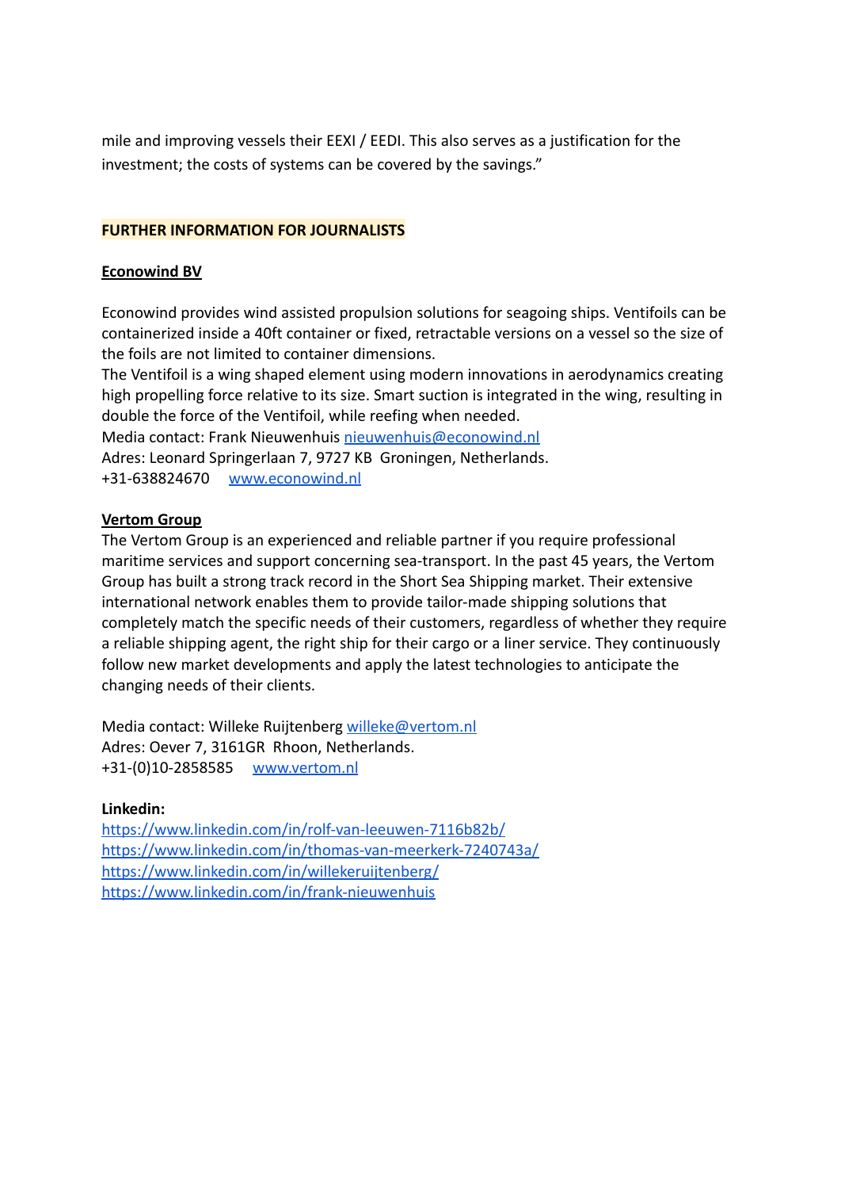mile and improving vessels their EEXI / EEDI. This also serves as a justification for the investment; the costs of systems can be covered by the savings."

**FURTHER INFORMATION FOR JOURNALISTS**

**Econowind BV**

Econowind provides wind assisted propulsion solutions for seagoing ships. Ventifoils can be containerized inside a 40ft container or fixed, retractable versions on a vessel so the size of the foils are not limited to container dimensions.
The Ventifoil is a wing shaped element using modern innovations in aerodynamics creating high propelling force relative to its size. Smart suction is integrated in the wing, resulting in double the force of the Ventifoil, while reefing when needed.
Media contact: Frank Nieuwenhuis nieuwenhuis@econowind.nl
Adres: Leonard Springerlaan 7, 9727 KB Groningen, Netherlands.
+31-638824670 www.econowind.nl

**Vertom Group**

The Vertom Group is an experienced and reliable partner if you require professional maritime services and support concerning sea-transport. In the past 45 years, the Vertom Group has built a strong track record in the Short Sea Shipping market. Their extensive international network enables them to provide tailor-made shipping solutions that completely match the specific needs of their customers, regardless of whether they require a reliable shipping agent, the right ship for their cargo or a liner service. They continuously follow new market developments and apply the latest technologies to anticipate the changing needs of their clients.

Media contact: Willeke Ruijtenberg willeke@vertom.nl
Adres: Oever 7, 3161GR Rhoon, Netherlands.
+31-(0)10-2858585 www.vertom.nl

**Linkedin:**
https://www.linkedin.com/in/rolf-van-leeuwen-7116b82b/
https://www.linkedin.com/in/thomas-van-meerkerk-7240743a/
https://www.linkedin.com/in/willekeruijtenberg/
https://www.linkedin.com/in/frank-nieuwenhuis